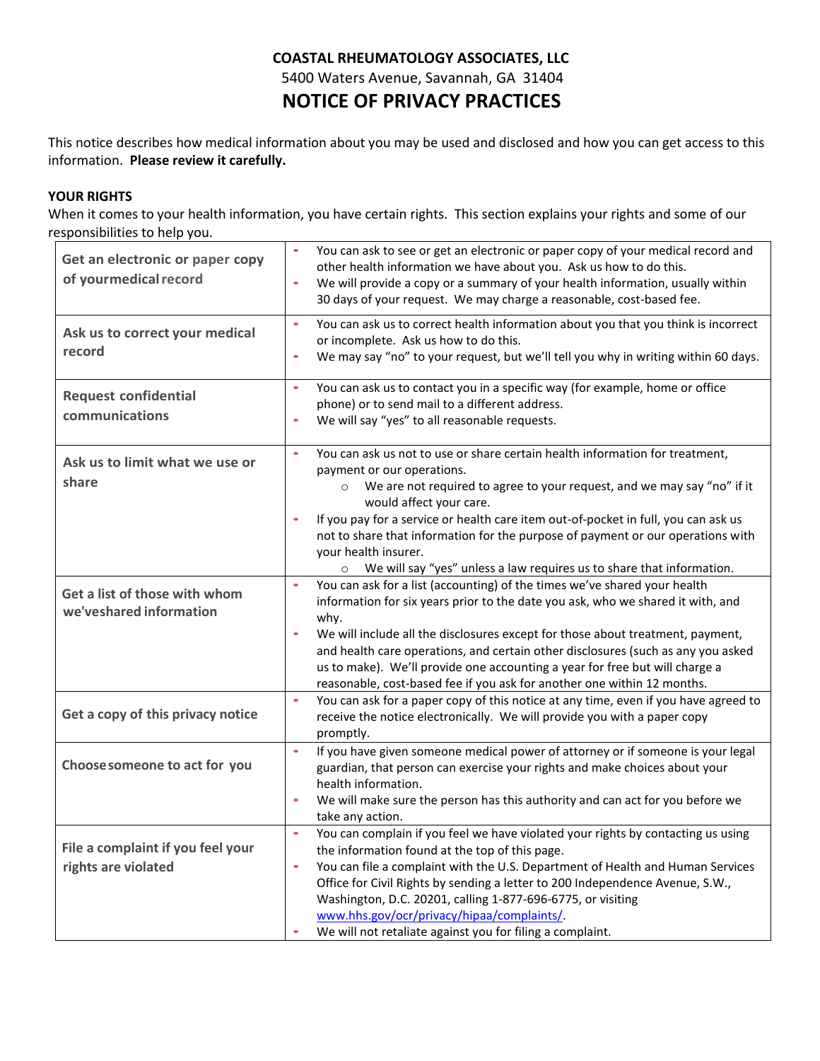**COASTAL RHEUMATOLOGY ASSOCIATES, LLC**

5400 Waters Avenue, Savannah, GA 31404

# NOTICE OF PRIVACY PRACTICES

This notice describes how medical information about you may be used and disclosed and how you can get access to this information. **Please review it carefully.**

**YOUR RIGHTS**

When it comes to your health information, you have certain rights. This section explains your rights and some of our responsibilities to help you.

| | |
|---|---|
| **Get an electronic or paper copy of yourmedical record** | • You can ask to see or get an electronic or paper copy of your medical record and other health information we have about you. Ask us how to do this.<br>• We will provide a copy or a summary of your health information, usually within 30 days of your request. We may charge a reasonable, cost-based fee. |
| **Ask us to correct your medical record** | • You can ask us to correct health information about you that you think is incorrect or incomplete. Ask us how to do this.<br>• We may say "no" to your request, but we'll tell you why in writing within 60 days. |
| **Request confidential communications** | • You can ask us to contact you in a specific way (for example, home or office phone) or to send mail to a different address.<br>• We will say "yes" to all reasonable requests. |
| **Ask us to limit what we use or share** | • You can ask us not to use or share certain health information for treatment, payment or our operations.<br>&nbsp;&nbsp;&nbsp;&nbsp;○ We are not required to agree to your request, and we may say "no" if it would affect your care.<br>• If you pay for a service or health care item out-of-pocket in full, you can ask us not to share that information for the purpose of payment or our operations with your health insurer.<br>&nbsp;&nbsp;&nbsp;&nbsp;○ We will say "yes" unless a law requires us to share that information. |
| **Get a list of those with whom we'veshared information** | • You can ask for a list (accounting) of the times we've shared your health information for six years prior to the date you ask, who we shared it with, and why.<br>• We will include all the disclosures except for those about treatment, payment, and health care operations, and certain other disclosures (such as any you asked us to make). We'll provide one accounting a year for free but will charge a reasonable, cost-based fee if you ask for another one within 12 months. |
| **Get a copy of this privacy notice** | • You can ask for a paper copy of this notice at any time, even if you have agreed to receive the notice electronically. We will provide you with a paper copy promptly. |
| **Choosesomeone to act for you** | • If you have given someone medical power of attorney or if someone is your legal guardian, that person can exercise your rights and make choices about your health information.<br>• We will make sure the person has this authority and can act for you before we take any action. |
| **File a complaint if you feel your rights are violated** | • You can complain if you feel we have violated your rights by contacting us using the information found at the top of this page.<br>• You can file a complaint with the U.S. Department of Health and Human Services Office for Civil Rights by sending a letter to 200 Independence Avenue, S.W., Washington, D.C. 20201, calling 1-877-696-6775, or visiting www.hhs.gov/ocr/privacy/hipaa/complaints/.<br>• We will not retaliate against you for filing a complaint. |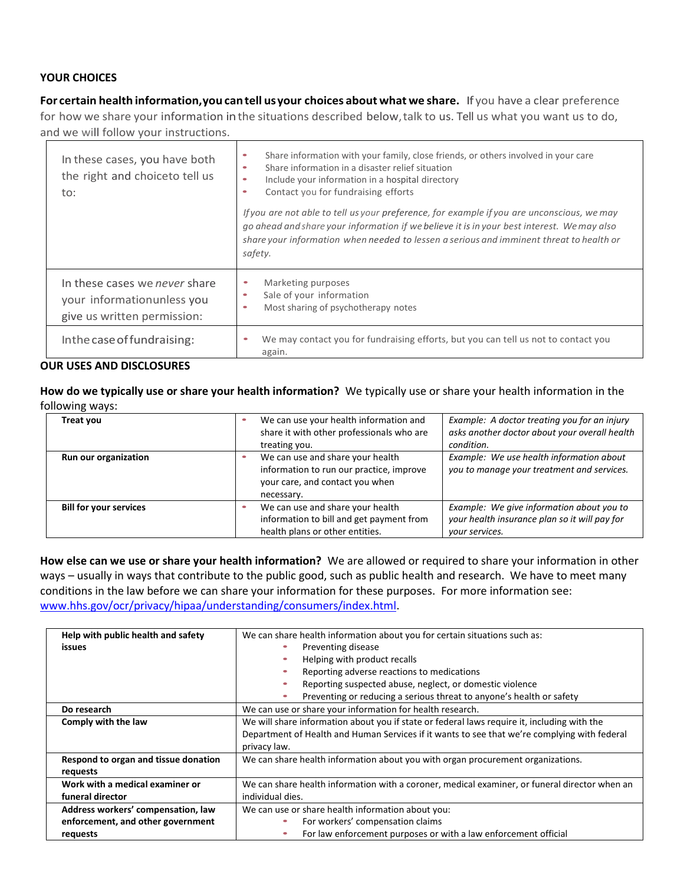## YOUR CHOICES

**For certain health information, you can tell us your choices about what we share.** If you have a clear preference for how we share your information in the situations described below, talk to us. Tell us what you want us to do, and we will follow your instructions.

| | |
|---|---|
| In these cases, you have both the right and choiceto tell us to: | • Share information with your family, close friends, or others involved in your care<br>• Share information in a disaster relief situation<br>• Include your information in a hospital directory<br>• Contact you for fundraising efforts<br><br>*If you are not able to tell us your preference, for example if you are unconscious, we may go ahead and share your information if we believe it is in your best interest. We may also share your information when needed to lessen a serious and imminent threat to health or safety.* |
| In these cases we *never* share your informationunless you give us written permission: | • Marketing purposes<br>• Sale of your information<br>• Most sharing of psychotherapy notes |
| Inthe case offundraising: | • We may contact you for fundraising efforts, but you can tell us not to contact you again. |

## OUR USES AND DISCLOSURES

**How do we typically use or share your health information?** We typically use or share your health information in the following ways:

| | | |
|---|---|---|
| **Treat you** | • We can use your health information and share it with other professionals who are treating you. | *Example: A doctor treating you for an injury asks another doctor about your overall health condition.* |
| **Run our organization** | • We can use and share your health information to run our practice, improve your care, and contact you when necessary. | *Example: We use health information about you to manage your treatment and services.* |
| **Bill for your services** | • We can use and share your health information to bill and get payment from health plans or other entities. | *Example: We give information about you to your health insurance plan so it will pay for your services.* |

**How else can we use or share your health information?** We are allowed or required to share your information in other ways – usually in ways that contribute to the public good, such as public health and research. We have to meet many conditions in the law before we can share your information for these purposes. For more information see: www.hhs.gov/ocr/privacy/hipaa/understanding/consumers/index.html.

| | |
|---|---|
| **Help with public health and safety issues** | We can share health information about you for certain situations such as:<br>• Preventing disease<br>• Helping with product recalls<br>• Reporting adverse reactions to medications<br>• Reporting suspected abuse, neglect, or domestic violence<br>• Preventing or reducing a serious threat to anyone's health or safety |
| **Do research** | We can use or share your information for health research. |
| **Comply with the law** | We will share information about you if state or federal laws require it, including with the Department of Health and Human Services if it wants to see that we're complying with federal privacy law. |
| **Respond to organ and tissue donation requests** | We can share health information about you with organ procurement organizations. |
| **Work with a medical examiner or funeral director** | We can share health information with a coroner, medical examiner, or funeral director when an individual dies. |
| **Address workers' compensation, law enforcement, and other government requests** | We can use or share health information about you:<br>• For workers' compensation claims<br>• For law enforcement purposes or with a law enforcement official |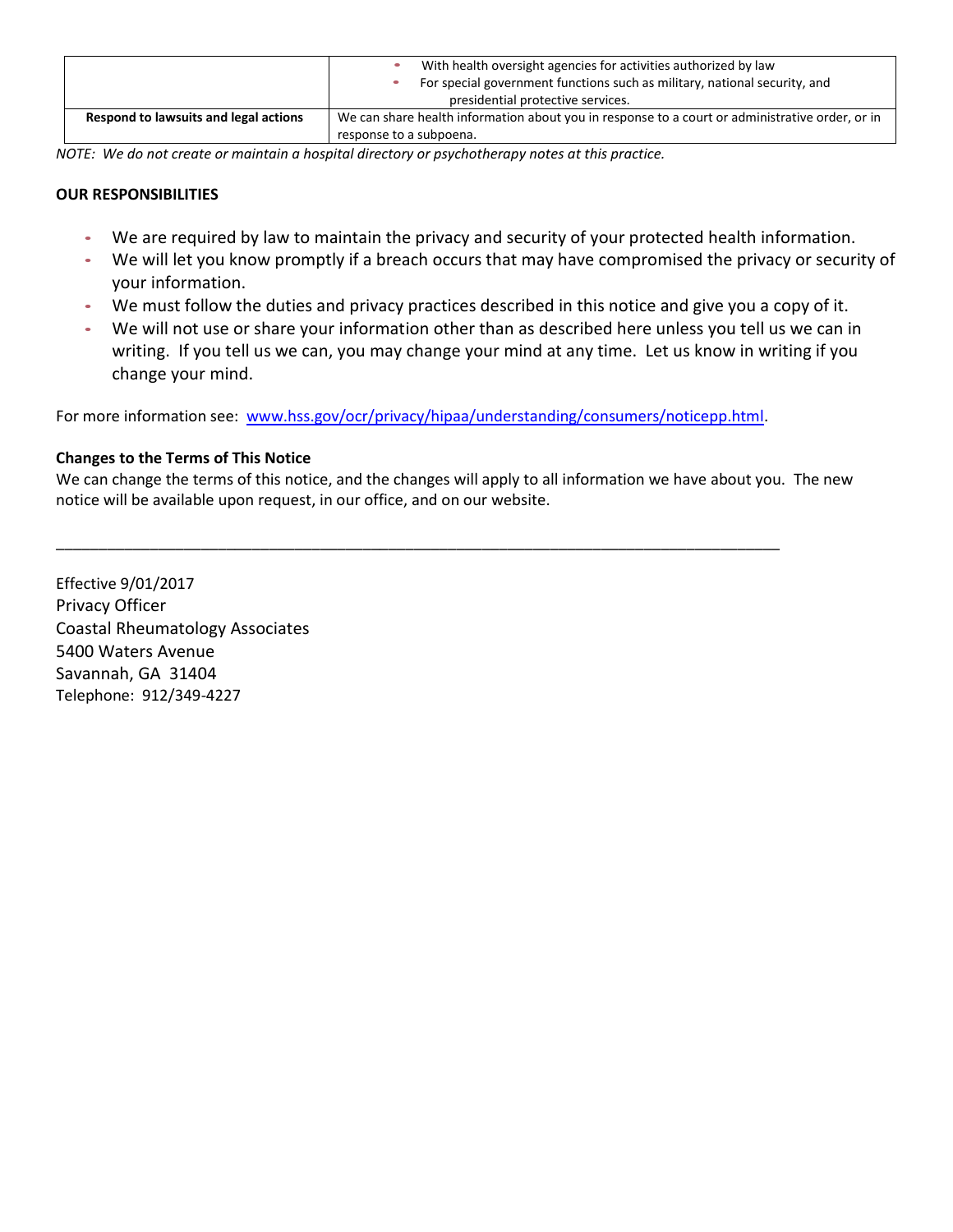| | |
|---|---|
| | • With health oversight agencies for activities authorized by law<br>• For special government functions such as military, national security, and presidential protective services. |
| **Respond to lawsuits and legal actions** | We can share health information about you in response to a court or administrative order, or in response to a subpoena. |

*NOTE: We do not create or maintain a hospital directory or psychotherapy notes at this practice.*

**OUR RESPONSIBILITIES**

- We are required by law to maintain the privacy and security of your protected health information.
- We will let you know promptly if a breach occurs that may have compromised the privacy or security of your information.
- We must follow the duties and privacy practices described in this notice and give you a copy of it.
- We will not use or share your information other than as described here unless you tell us we can in writing. If you tell us we can, you may change your mind at any time. Let us know in writing if you change your mind.

For more information see: [www.hss.gov/ocr/privacy/hipaa/understanding/consumers/noticepp.html](www.hss.gov/ocr/privacy/hipaa/understanding/consumers/noticepp.html).

**Changes to the Terms of This Notice**

We can change the terms of this notice, and the changes will apply to all information we have about you. The new notice will be available upon request, in our office, and on our website.

---

Effective 9/01/2017
Privacy Officer
Coastal Rheumatology Associates
5400 Waters Avenue
Savannah, GA 31404
Telephone: 912/349-4227